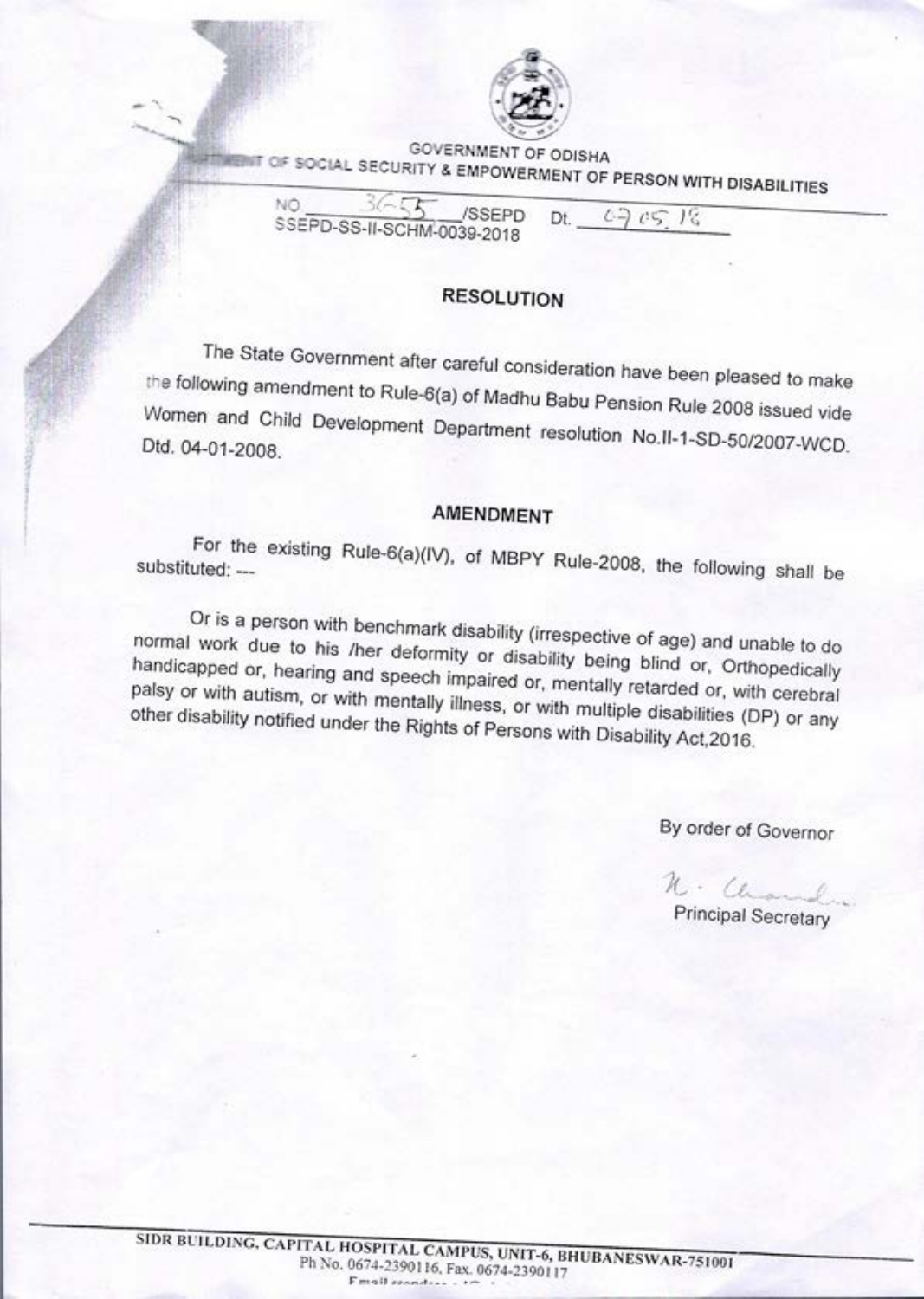GOVERNMENT OF ODISHA

DEPARTMENT OF SOCIAL SECURITY & EMPOWERMENT OF PERSON WITH DISABILITIES

NO 3655 /SSEPD Dt. 07.05.18

SSEPD-SS-II-SCHM-0039-2018

## RESOLUTION

The State Government after careful consideration have been pleased to make the following amendment to Rule-6(a) of Madhu Babu Pension Rule 2008 issued vide Women and Child Development Department resolution No.II-1-SD-50/2007-WCD. Dtd. 04-01-2008.

## AMENDMENT

For the existing Rule-6(a)(IV), of MBPY Rule-2008, the following shall be substituted: ---

Or is a person with benchmark disability (irrespective of age) and unable to do normal work due to his /her deformity or disability being blind or, Orthopedically handicapped or, hearing and speech impaired or, mentally retarded or, with cerebral palsy or with autism, or with mentally illness, or with multiple disabilities (DP) or any other disability notified under the Rights of Persons with Disability Act,2016.

By order of Governor

Principal Secretary

SIDR BUILDING, CAPITAL HOSPITAL CAMPUS, UNIT-6, BHUBANESWAR-751001
Ph No. 0674-2390116, Fax. 0674-2390117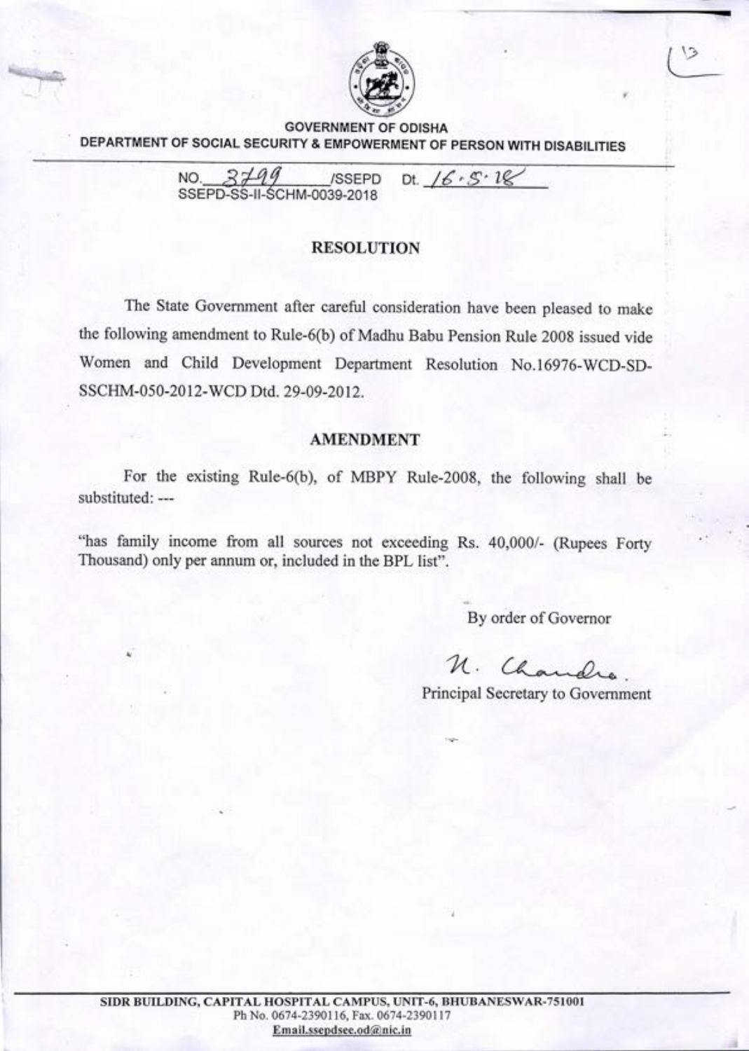GOVERNMENT OF ODISHA

DEPARTMENT OF SOCIAL SECURITY & EMPOWERMENT OF PERSON WITH DISABILITIES

NO. 3799 /SSEPD Dt. 16.5.18
SSEPD-SS-II-SCHM-0039-2018

## RESOLUTION

The State Government after careful consideration have been pleased to make the following amendment to Rule-6(b) of Madhu Babu Pension Rule 2008 issued vide Women and Child Development Department Resolution No.16976-WCD-SD-SSCHM-050-2012-WCD Dtd. 29-09-2012.

## AMENDMENT

For the existing Rule-6(b), of MBPY Rule-2008, the following shall be substituted: ---

"has family income from all sources not exceeding Rs. 40,000/- (Rupees Forty Thousand) only per annum or, included in the BPL list".

By order of Governor

N. Chandra.

Principal Secretary to Government

SIDR BUILDING, CAPITAL HOSPITAL CAMPUS, UNIT-6, BHUBANESWAR-751001
Ph No. 0674-2390116, Fax. 0674-2390117
Email.ssepdsee.od@nic.in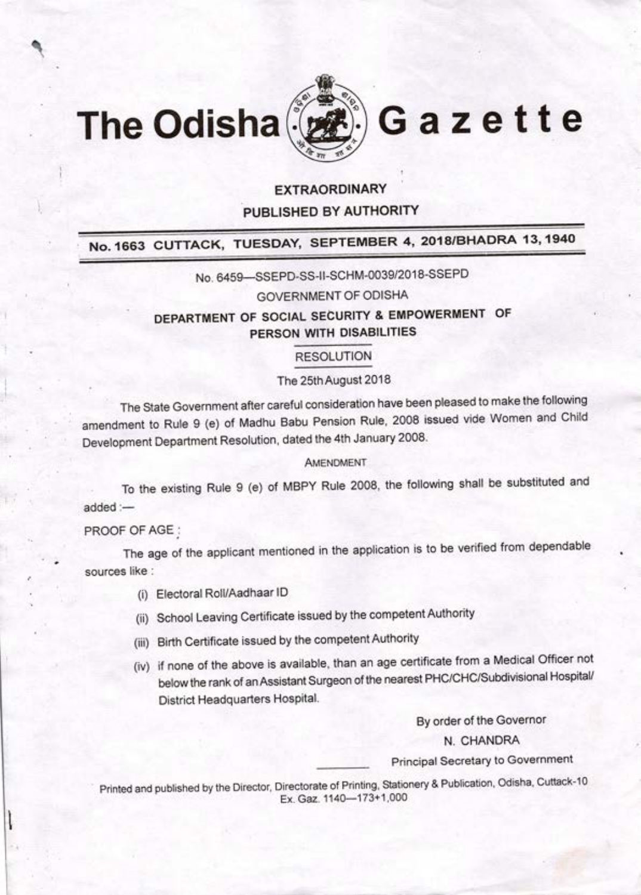# The Odisha Gazette

**EXTRAORDINARY**

**PUBLISHED BY AUTHORITY**

**No. 1663 CUTTACK, TUESDAY, SEPTEMBER 4, 2018/BHADRA 13, 1940**

No. 6459—SSEPD-SS-II-SCHM-0039/2018-SSEPD

GOVERNMENT OF ODISHA

**DEPARTMENT OF SOCIAL SECURITY & EMPOWERMENT OF PERSON WITH DISABILITIES**

RESOLUTION

The 25th August 2018

The State Government after careful consideration have been pleased to make the following amendment to Rule 9 (e) of Madhu Babu Pension Rule, 2008 issued vide Women and Child Development Department Resolution, dated the 4th January 2008.

AMENDMENT

To the existing Rule 9 (e) of MBPY Rule 2008, the following shall be substituted and added :—

PROOF OF AGE :

The age of the applicant mentioned in the application is to be verified from dependable sources like :

(i) Electoral Roll/Aadhaar ID

(ii) School Leaving Certificate issued by the competent Authority

(iii) Birth Certificate issued by the competent Authority

(iv) if none of the above is available, than an age certificate from a Medical Officer not below the rank of an Assistant Surgeon of the nearest PHC/CHC/Subdivisional Hospital/ District Headquarters Hospital.

By order of the Governor

N. CHANDRA

Principal Secretary to Government

Printed and published by the Director, Directorate of Printing, Stationery & Publication, Odisha, Cuttack-10
Ex. Gaz. 1140—173+1,000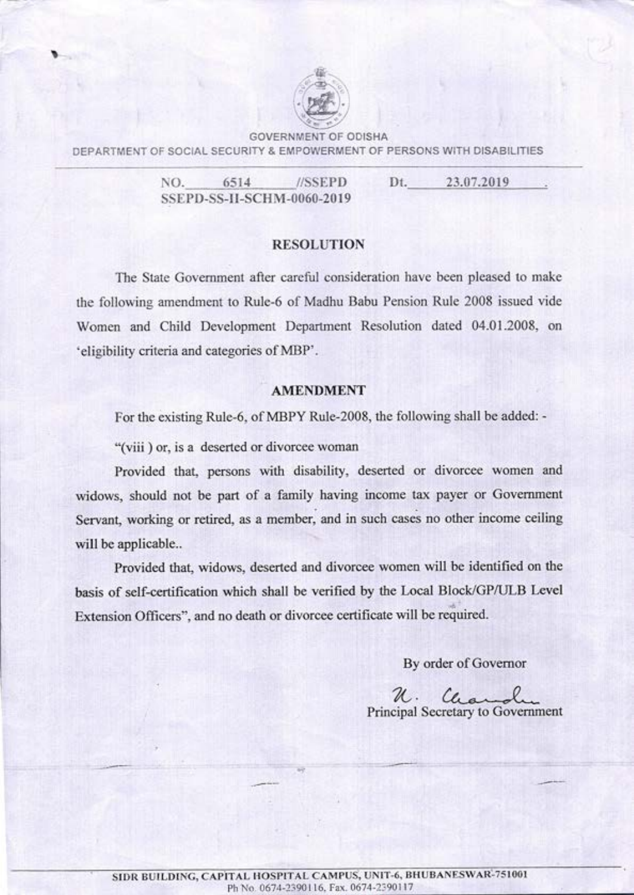GOVERNMENT OF ODISHA
DEPARTMENT OF SOCIAL SECURITY & EMPOWERMENT OF PERSONS WITH DISABILITIES

NO. 6514 //SSEPD Dt. 23.07.2019
SSEPD-SS-II-SCHM-0060-2019

## RESOLUTION

The State Government after careful consideration have been pleased to make the following amendment to Rule-6 of Madhu Babu Pension Rule 2008 issued vide Women and Child Development Department Resolution dated 04.01.2008, on 'eligibility criteria and categories of MBP'.

## AMENDMENT

For the existing Rule-6, of MBPY Rule-2008, the following shall be added: -

"(viii ) or, is a deserted or divorcee woman

Provided that, persons with disability, deserted or divorcee women and widows, should not be part of a family having income tax payer or Government Servant, working or retired, as a member, and in such cases no other income ceiling will be applicable..

Provided that, widows, deserted and divorcee women will be identified on the basis of self-certification which shall be verified by the Local Block/GP/ULB Level Extension Officers", and no death or divorcee certificate will be required.

By order of Governor

Principal Secretary to Government

SIDR BUILDING, CAPITAL HOSPITAL CAMPUS, UNIT-6, BHUBANESWAR-751001
Ph No. 0674-2390116, Fax. 0674-2390117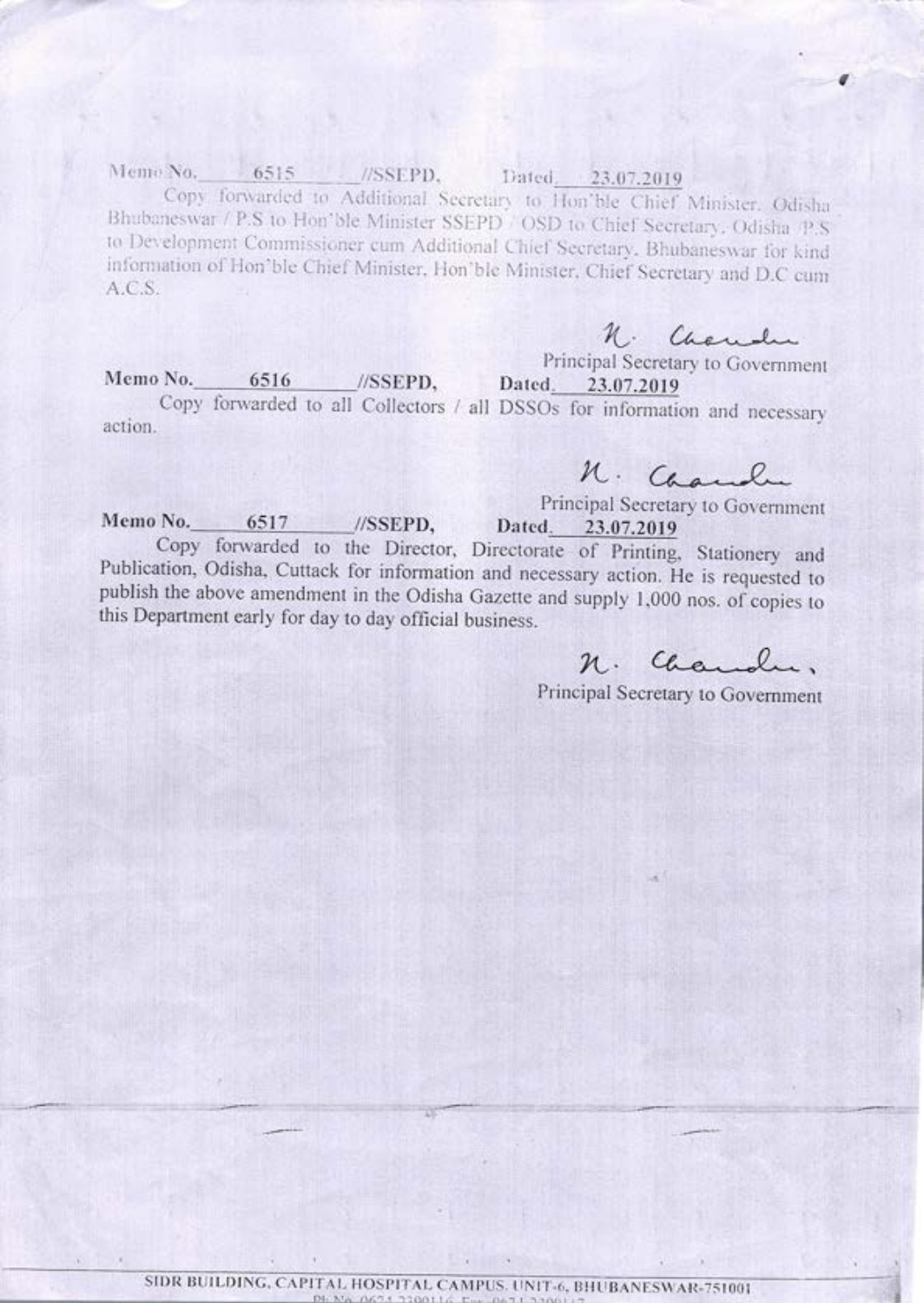Memo No. 6515 //SSEPD, Dated 23.07.2019

Copy forwarded to Additional Secretary to Hon'ble Chief Minister, Odisha Bhubaneswar / P.S to Hon'ble Minister SSEPD / OSD to Chief Secretary, Odisha /P.S to Development Commissioner cum Additional Chief Secretary, Bhubaneswar for kind information of Hon'ble Chief Minister, Hon'ble Minister, Chief Secretary and D.C cum A.C.S.

N. Chandra

Principal Secretary to Government

**Memo No. 6516 //SSEPD, Dated 23.07.2019**

Copy forwarded to all Collectors / all DSSOs for information and necessary action.

N. Chandra

Principal Secretary to Government

**Memo No. 6517 //SSEPD, Dated 23.07.2019**

Copy forwarded to the Director, Directorate of Printing, Stationery and Publication, Odisha, Cuttack for information and necessary action. He is requested to publish the above amendment in the Odisha Gazette and supply 1,000 nos. of copies to this Department early for day to day official business.

N. Chandra.

Principal Secretary to Government

SIDR BUILDING, CAPITAL HOSPITAL CAMPUS, UNIT-6, BHUBANESWAR-751001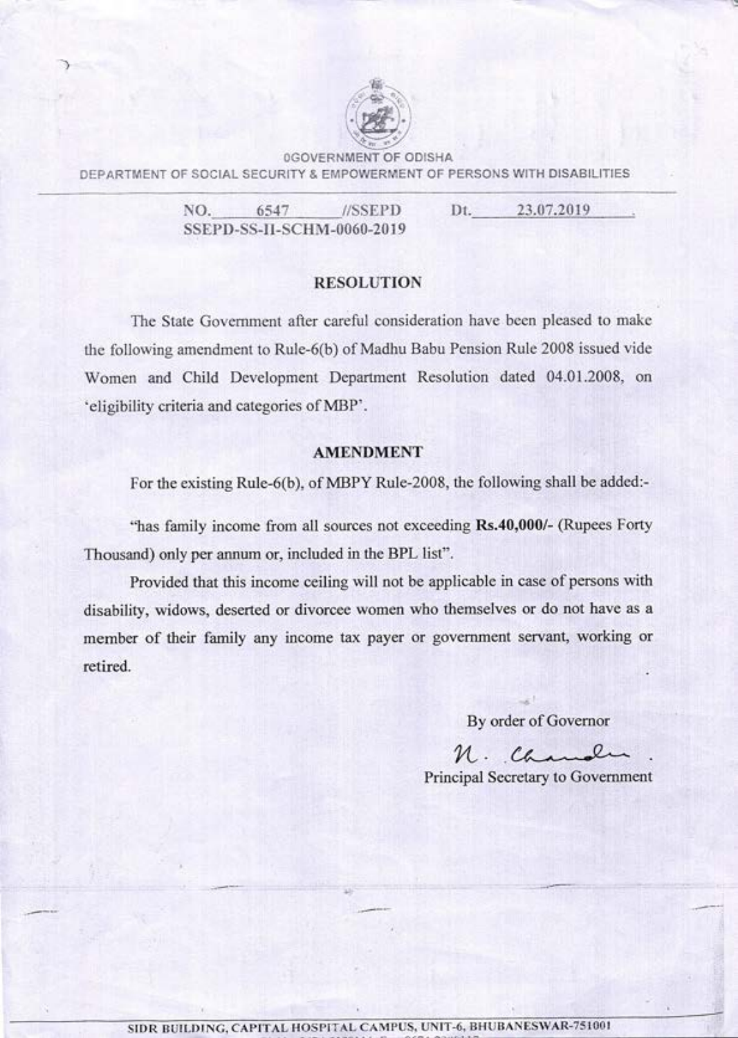0GOVERNMENT OF ODISHA

DEPARTMENT OF SOCIAL SECURITY & EMPOWERMENT OF PERSONS WITH DISABILITIES

NO. 6547 //SSEPD Dt. 23.07.2019

SSEPD-SS-II-SCHM-0060-2019

## RESOLUTION

The State Government after careful consideration have been pleased to make the following amendment to Rule-6(b) of Madhu Babu Pension Rule 2008 issued vide Women and Child Development Department Resolution dated 04.01.2008, on 'eligibility criteria and categories of MBP'.

## AMENDMENT

For the existing Rule-6(b), of MBPY Rule-2008, the following shall be added:-

"has family income from all sources not exceeding **Rs.40,000/-** (Rupees Forty Thousand) only per annum or, included in the BPL list".

Provided that this income ceiling will not be applicable in case of persons with disability, widows, deserted or divorcee women who themselves or do not have as a member of their family any income tax payer or government servant, working or retired.

By order of Governor

N. Chandra

Principal Secretary to Government

SIDR BUILDING, CAPITAL HOSPITAL CAMPUS, UNIT-6, BHUBANESWAR-751001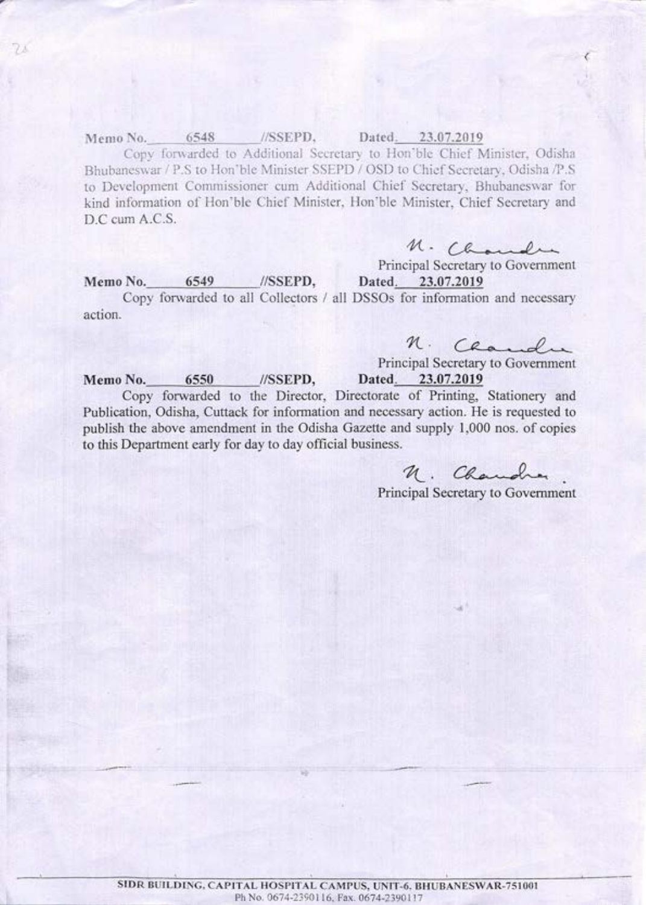Memo No. 6548 //SSEPD, Dated. 23.07.2019

Copy forwarded to Additional Secretary to Hon'ble Chief Minister, Odisha Bhubaneswar / P.S to Hon'ble Minister SSEPD / OSD to Chief Secretary, Odisha /P.S to Development Commissioner cum Additional Chief Secretary, Bhubaneswar for kind information of Hon'ble Chief Minister, Hon'ble Minister, Chief Secretary and D.C cum A.C.S.

N. Chandra

Principal Secretary to Government

**Memo No. 6549 //SSEPD, Dated. 23.07.2019**

Copy forwarded to all Collectors / all DSSOs for information and necessary action.

N. Chandra

Principal Secretary to Government

**Memo No. 6550 //SSEPD, Dated. 23.07.2019**

Copy forwarded to the Director, Directorate of Printing, Stationery and Publication, Odisha, Cuttack for information and necessary action. He is requested to publish the above amendment in the Odisha Gazette and supply 1,000 nos. of copies to this Department early for day to day official business.

N. Chandra.

Principal Secretary to Government

**SIDR BUILDING, CAPITAL HOSPITAL CAMPUS, UNIT-6, BHUBANESWAR-751001**
Ph No. 0674-2390116, Fax. 0674-2390117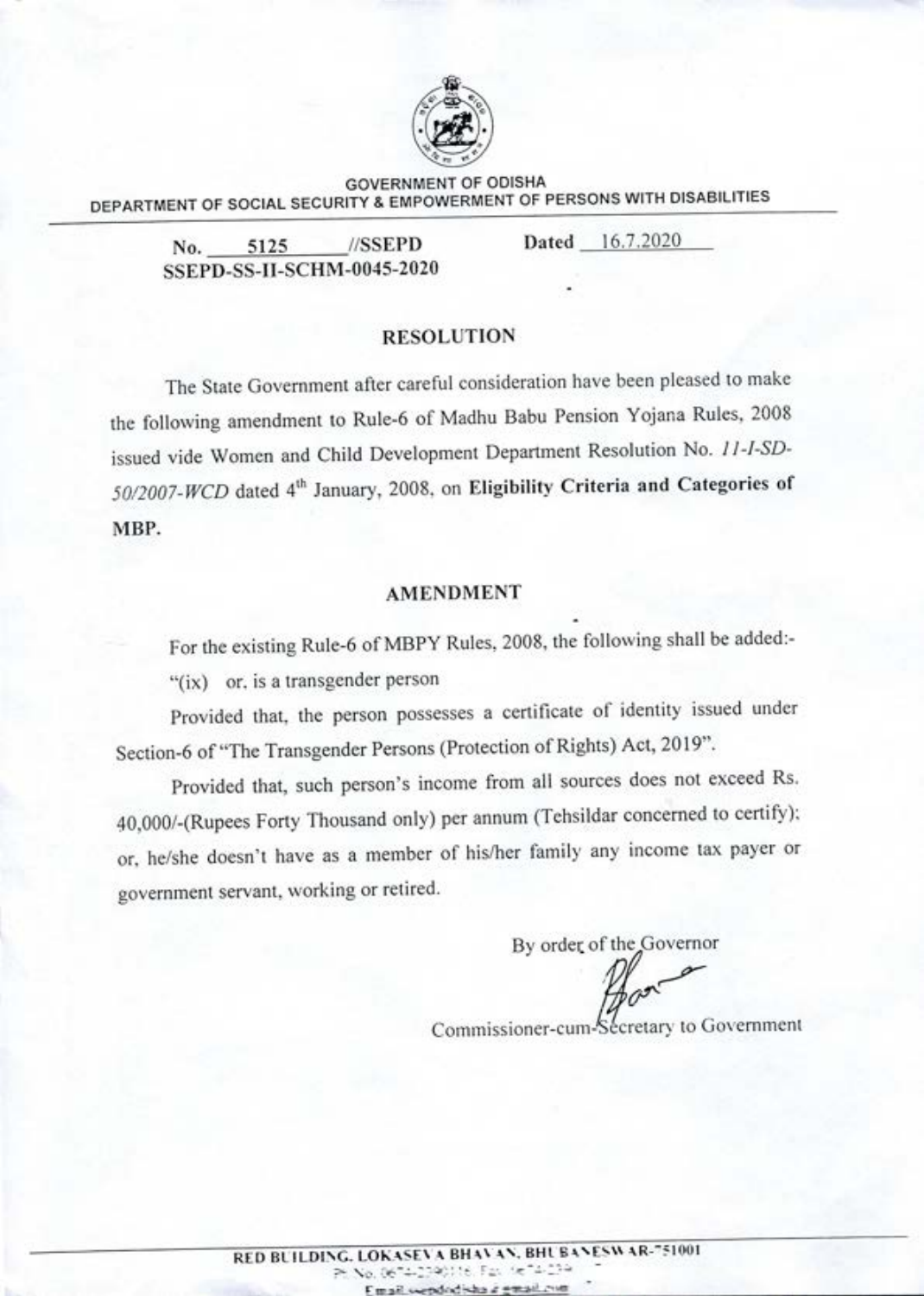GOVERNMENT OF ODISHA

DEPARTMENT OF SOCIAL SECURITY & EMPOWERMENT OF PERSONS WITH DISABILITIES

No. 5125 //SSEPD Dated 16.7.2020

SSEPD-SS-II-SCHM-0045-2020

## RESOLUTION

The State Government after careful consideration have been pleased to make the following amendment to Rule-6 of Madhu Babu Pension Yojana Rules, 2008 issued vide Women and Child Development Department Resolution No. *11-I-SD-50/2007-WCD* dated 4th January, 2008, on **Eligibility Criteria and Categories of MBP.**

## AMENDMENT

For the existing Rule-6 of MBPY Rules, 2008, the following shall be added:-

"(ix) or, is a transgender person

Provided that, the person possesses a certificate of identity issued under Section-6 of "The Transgender Persons (Protection of Rights) Act, 2019".

Provided that, such person's income from all sources does not exceed Rs. 40,000/-(Rupees Forty Thousand only) per annum (Tehsildar concerned to certify); or, he/she doesn't have as a member of his/her family any income tax payer or government servant, working or retired.

By order of the Governor

Commissioner-cum-Secretary to Government

RED BUILDING, LOKASEVA BHAVAN, BHUBANESWAR-751001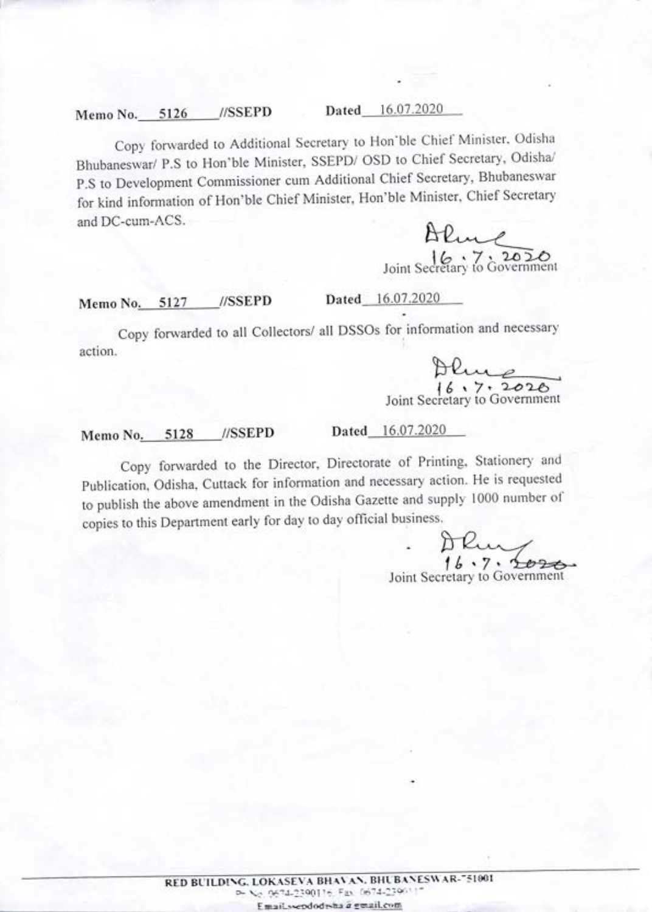**Memo No.** 5126 **//SSEPD** **Dated** 16.07.2020

Copy forwarded to Additional Secretary to Hon'ble Chief Minister, Odisha Bhubaneswar/ P.S to Hon'ble Minister, SSEPD/ OSD to Chief Secretary, Odisha/ P.S to Development Commissioner cum Additional Chief Secretary, Bhubaneswar for kind information of Hon'ble Chief Minister, Hon'ble Minister, Chief Secretary and DC-cum-ACS.

16.7.2020
Joint Secretary to Government

**Memo No.** 5127 **//SSEPD** **Dated** 16.07.2020

Copy forwarded to all Collectors/ all DSSOs for information and necessary action.

16.7.2020
Joint Secretary to Government

**Memo No.** 5128 **//SSEPD** **Dated** 16.07.2020

Copy forwarded to the Director, Directorate of Printing, Stationery and Publication, Odisha, Cuttack for information and necessary action. He is requested to publish the above amendment in the Odisha Gazette and supply 1000 number of copies to this Department early for day to day official business.

16.7.2020
Joint Secretary to Government

**RED BUILDING, LOKASEVA BHAVAN, BHUBANESWAR-751001**
Ph No. 0674-2390116, Fax 0674-239011
Email-ssepdodisha@gmail.com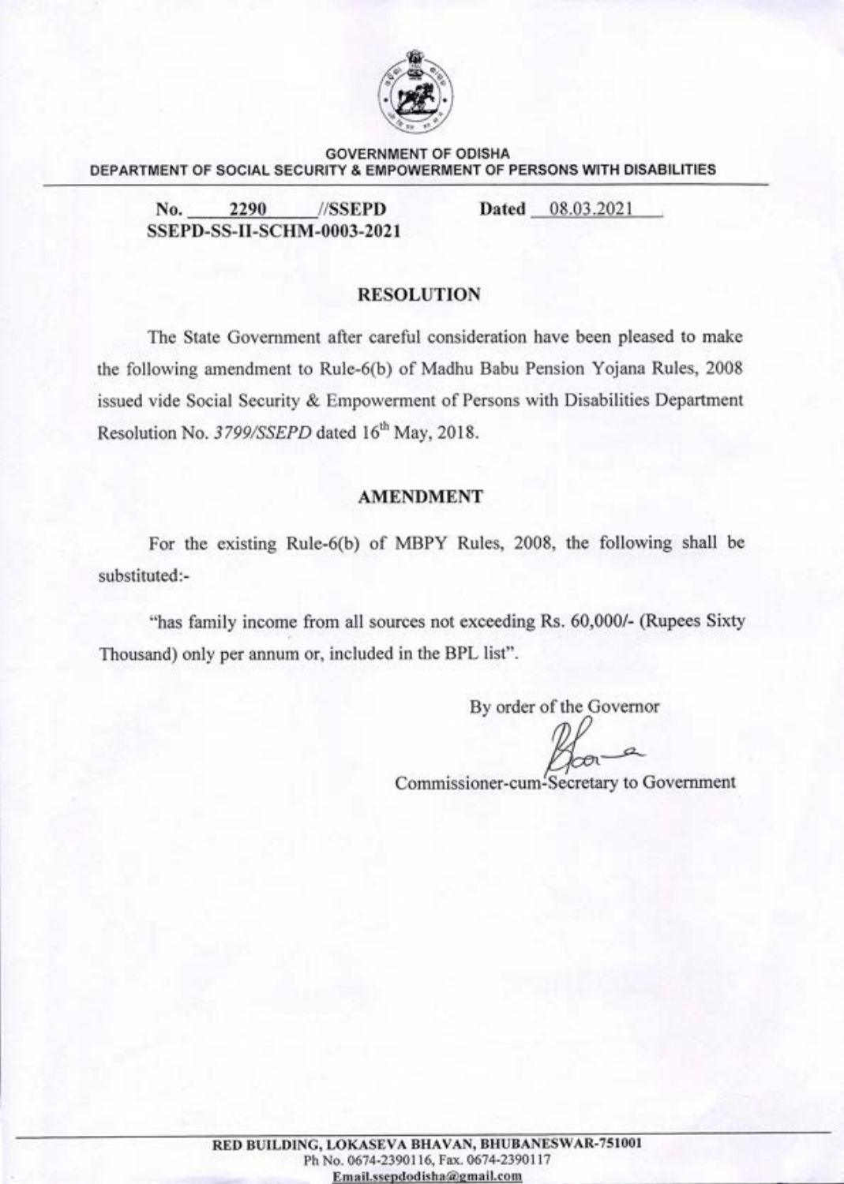**GOVERNMENT OF ODISHA**
**DEPARTMENT OF SOCIAL SECURITY & EMPOWERMENT OF PERSONS WITH DISABILITIES**

**No. 2290 //SSEPD** **Dated 08.03.2021**
**SSEPD-SS-II-SCHM-0003-2021**

## RESOLUTION

The State Government after careful consideration have been pleased to make the following amendment to Rule-6(b) of Madhu Babu Pension Yojana Rules, 2008 issued vide Social Security & Empowerment of Persons with Disabilities Department Resolution No. *3799/SSEPD* dated 16th May, 2018.

## AMENDMENT

For the existing Rule-6(b) of MBPY Rules, 2008, the following shall be substituted:-

"has family income from all sources not exceeding Rs. 60,000/- (Rupees Sixty Thousand) only per annum or, included in the BPL list".

By order of the Governor

Commissioner-cum-Secretary to Government

**RED BUILDING, LOKASEVA BHAVAN, BHUBANESWAR-751001**
Ph No. 0674-2390116, Fax. 0674-2390117
Email.ssepdodisha@gmail.com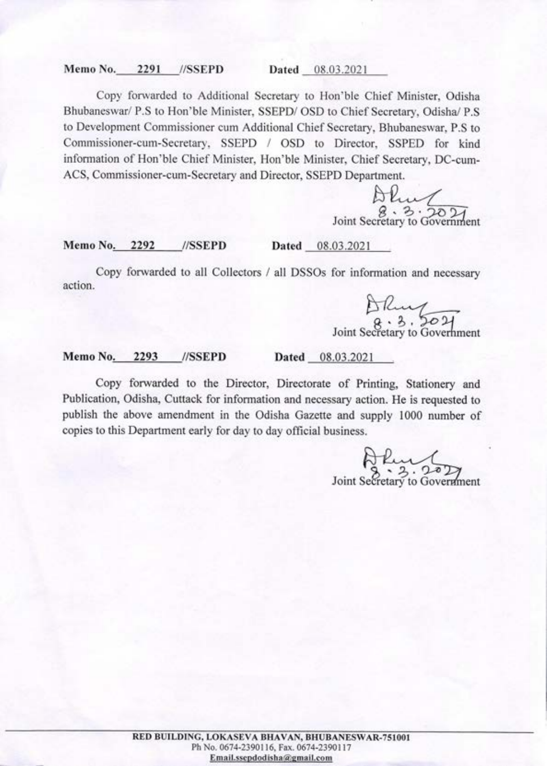**Memo No. 2291 //SSEPD** **Dated 08.03.2021**

Copy forwarded to Additional Secretary to Hon'ble Chief Minister, Odisha Bhubaneswar/ P.S to Hon'ble Minister, SSEPD/ OSD to Chief Secretary, Odisha/ P.S to Development Commissioner cum Additional Chief Secretary, Bhubaneswar, P.S to Commissioner-cum-Secretary, SSEPD / OSD to Director, SSPED for kind information of Hon'ble Chief Minister, Hon'ble Minister, Chief Secretary, DC-cum-ACS, Commissioner-cum-Secretary and Director, SSEPD Department.

8.3.2021
Joint Secretary to Government

**Memo No. 2292 //SSEPD** **Dated 08.03.2021**

Copy forwarded to all Collectors / all DSSOs for information and necessary action.

8.3.2021
Joint Secretary to Government

**Memo No. 2293 //SSEPD** **Dated 08.03.2021**

Copy forwarded to the Director, Directorate of Printing, Stationery and Publication, Odisha, Cuttack for information and necessary action. He is requested to publish the above amendment in the Odisha Gazette and supply 1000 number of copies to this Department early for day to day official business.

8.3.2021
Joint Secretary to Government

**RED BUILDING, LOKASEVA BHAVAN, BHUBANESWAR-751001**
Ph No. 0674-2390116, Fax. 0674-2390117
Email.ssepdodisha@gmail.com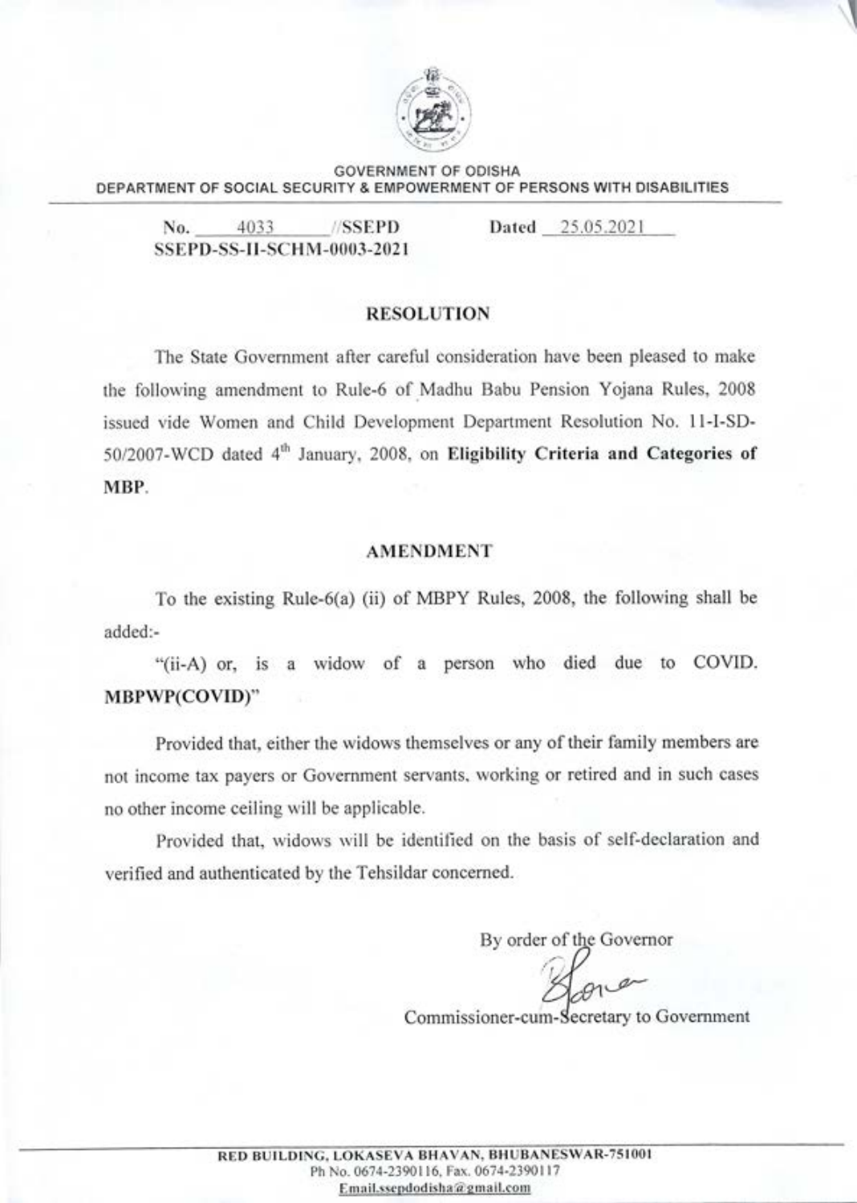GOVERNMENT OF ODISHA
DEPARTMENT OF SOCIAL SECURITY & EMPOWERMENT OF PERSONS WITH DISABILITIES

No. 4033 //SSEPD Dated 25.05.2021
SSEPD-SS-II-SCHM-0003-2021

## RESOLUTION

The State Government after careful consideration have been pleased to make the following amendment to Rule-6 of Madhu Babu Pension Yojana Rules, 2008 issued vide Women and Child Development Department Resolution No. 11-I-SD-50/2007-WCD dated 4th January, 2008, on **Eligibility Criteria and Categories of MBP**.

## AMENDMENT

To the existing Rule-6(a) (ii) of MBPY Rules, 2008, the following shall be added:-

"(ii-A) or, is a widow of a person who died due to COVID. **MBPWP(COVID)**"

Provided that, either the widows themselves or any of their family members are not income tax payers or Government servants, working or retired and in such cases no other income ceiling will be applicable.

Provided that, widows will be identified on the basis of self-declaration and verified and authenticated by the Tehsildar concerned.

By order of the Governor

Commissioner-cum-Secretary to Government

RED BUILDING, LOKASEVA BHAVAN, BHUBANESWAR-751001
Ph No. 0674-2390116, Fax. 0674-2390117
Email.ssepdodisha@gmail.com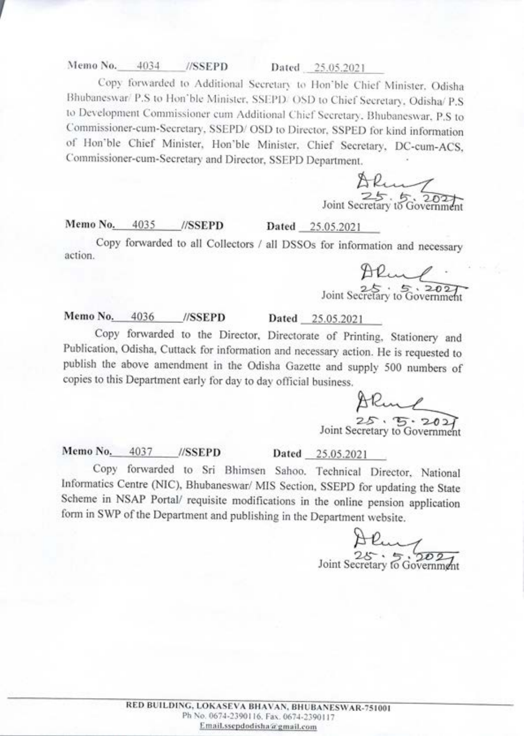**Memo No.** 4034 **//SSEPD** **Dated** 25.05.2021

Copy forwarded to Additional Secretary to Hon'ble Chief Minister, Odisha Bhubaneswar/ P.S to Hon'ble Minister, SSEPD/ OSD to Chief Secretary, Odisha/ P.S to Development Commissioner cum Additional Chief Secretary, Bhubaneswar, P.S to Commissioner-cum-Secretary, SSEPD/ OSD to Director, SSPED for kind information of Hon'ble Chief Minister, Hon'ble Minister, Chief Secretary, DC-cum-ACS, Commissioner-cum-Secretary and Director, SSEPD Department.

25.5.2021
Joint Secretary to Government

**Memo No.** 4035 **//SSEPD** **Dated** 25.05.2021

Copy forwarded to all Collectors / all DSSOs for information and necessary action.

25.5.2021
Joint Secretary to Government

**Memo No.** 4036 **//SSEPD** **Dated** 25.05.2021

Copy forwarded to the Director, Directorate of Printing, Stationery and Publication, Odisha, Cuttack for information and necessary action. He is requested to publish the above amendment in the Odisha Gazette and supply 500 numbers of copies to this Department early for day to day official business.

25.5.2021
Joint Secretary to Government

**Memo No.** 4037 **//SSEPD** **Dated** 25.05.2021

Copy forwarded to Sri Bhimsen Sahoo, Technical Director, National Informatics Centre (NIC), Bhubaneswar/ MIS Section, SSEPD for updating the State Scheme in NSAP Portal/ requisite modifications in the online pension application form in SWP of the Department and publishing in the Department website.

25.5.2021
Joint Secretary to Government

**RED BUILDING, LOKASEVA BHAVAN, BHUBANESWAR-751001**
Ph No. 0674-2390116, Fax. 0674-2390117
Email.ssepdodisha@gmail.com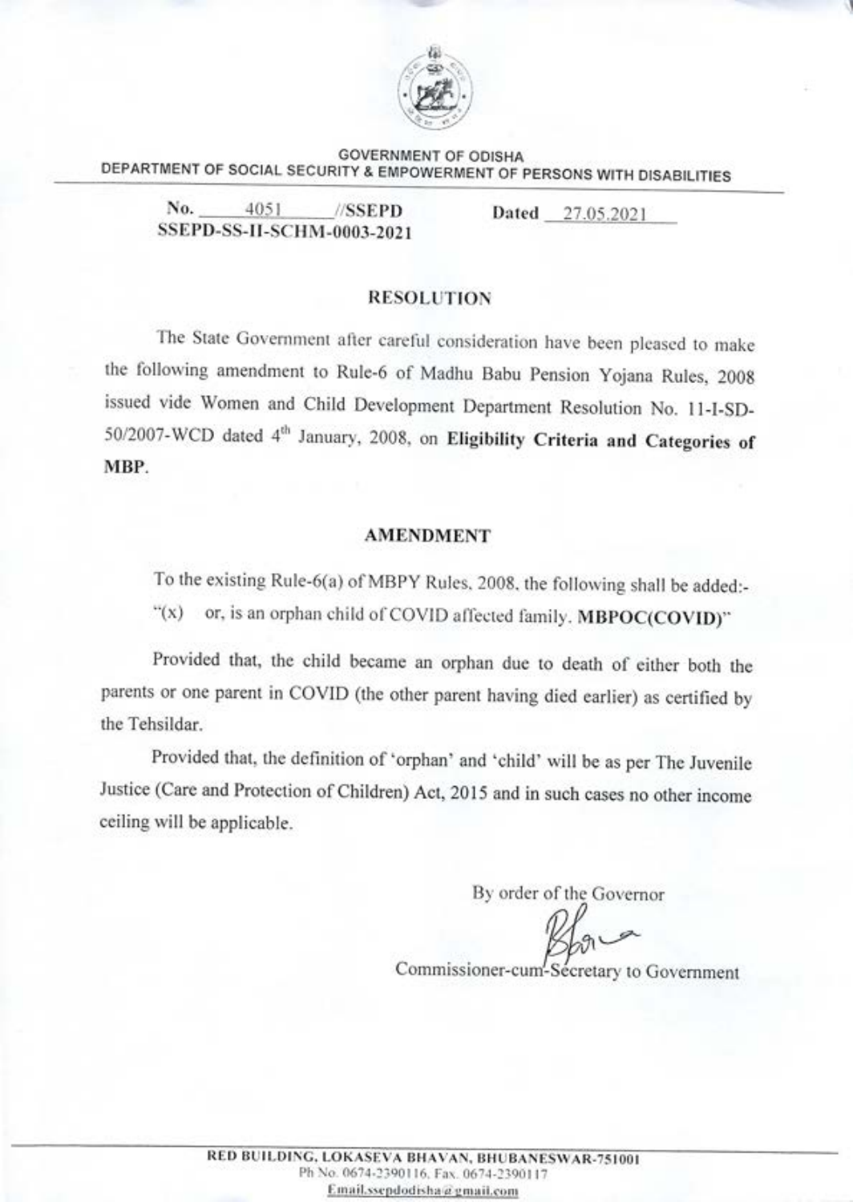GOVERNMENT OF ODISHA
DEPARTMENT OF SOCIAL SECURITY & EMPOWERMENT OF PERSONS WITH DISABILITIES

**No. 4051 //SSEPD** **Dated 27.05.2021**
**SSEPD-SS-II-SCHM-0003-2021**

## RESOLUTION

The State Government after careful consideration have been pleased to make the following amendment to Rule-6 of Madhu Babu Pension Yojana Rules, 2008 issued vide Women and Child Development Department Resolution No. 11-I-SD-50/2007-WCD dated 4th January, 2008, on **Eligibility Criteria and Categories of MBP**.

## AMENDMENT

To the existing Rule-6(a) of MBPY Rules, 2008, the following shall be added:-
"(x) or, is an orphan child of COVID affected family. **MBPOC(COVID)**"

Provided that, the child became an orphan due to death of either both the parents or one parent in COVID (the other parent having died earlier) as certified by the Tehsildar.

Provided that, the definition of 'orphan' and 'child' will be as per The Juvenile Justice (Care and Protection of Children) Act, 2015 and in such cases no other income ceiling will be applicable.

By order of the Governor

Commissioner-cum-Secretary to Government

**RED BUILDING, LOKASEVA BHAVAN, BHUBANESWAR-751001**
Ph No. 0674-2390116, Fax. 0674-2390117
Email.ssepdodisha@gmail.com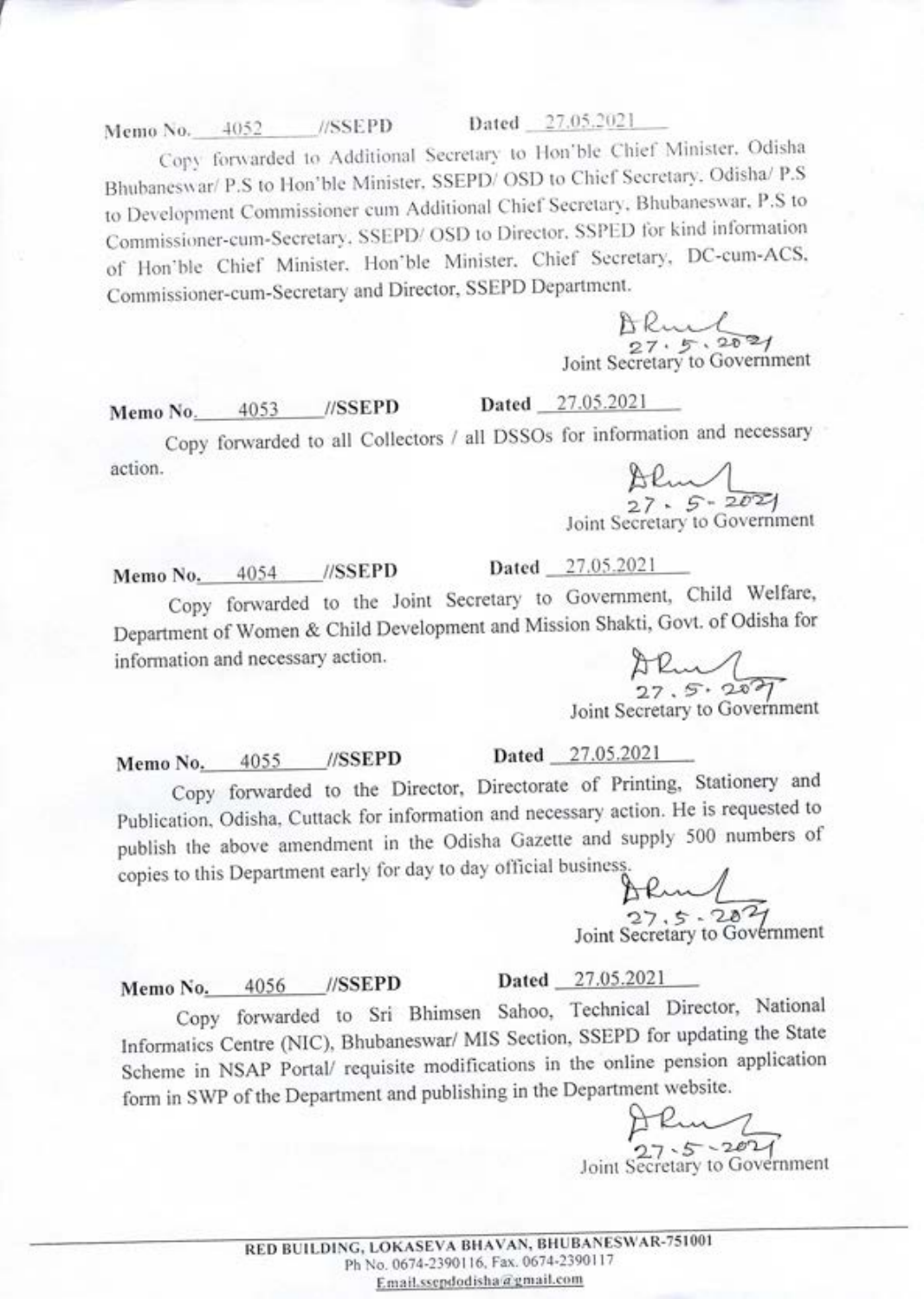**Memo No.** 4052 **//SSEPD** **Dated** 27.05.2021

Copy forwarded to Additional Secretary to Hon'ble Chief Minister, Odisha Bhubaneswar/ P.S to Hon'ble Minister, SSEPD/ OSD to Chief Secretary, Odisha/ P.S to Development Commissioner cum Additional Chief Secretary, Bhubaneswar, P.S to Commissioner-cum-Secretary, SSEPD/ OSD to Director, SSPED for kind information of Hon'ble Chief Minister, Hon'ble Minister, Chief Secretary, DC-cum-ACS, Commissioner-cum-Secretary and Director, SSEPD Department.

27.5.2021
Joint Secretary to Government

**Memo No.** 4053 **//SSEPD** **Dated** 27.05.2021

Copy forwarded to all Collectors / all DSSOs for information and necessary action.

27.5.2021
Joint Secretary to Government

**Memo No.** 4054 **//SSEPD** **Dated** 27.05.2021

Copy forwarded to the Joint Secretary to Government, Child Welfare, Department of Women & Child Development and Mission Shakti, Govt. of Odisha for information and necessary action.

27.5.2021
Joint Secretary to Government

**Memo No.** 4055 **//SSEPD** **Dated** 27.05.2021

Copy forwarded to the Director, Directorate of Printing, Stationery and Publication, Odisha, Cuttack for information and necessary action. He is requested to publish the above amendment in the Odisha Gazette and supply 500 numbers of copies to this Department early for day to day official business.

27.5.2021
Joint Secretary to Government

**Memo No.** 4056 **//SSEPD** **Dated** 27.05.2021

Copy forwarded to Sri Bhimsen Sahoo, Technical Director, National Informatics Centre (NIC), Bhubaneswar/ MIS Section, SSEPD for updating the State Scheme in NSAP Portal/ requisite modifications in the online pension application form in SWP of the Department and publishing in the Department website.

27.5.2021
Joint Secretary to Government

**RED BUILDING, LOKASEVA BHAVAN, BHUBANESWAR-751001**
Ph No. 0674-2390116, Fax. 0674-2390117
Email.ssepdodisha@gmail.com